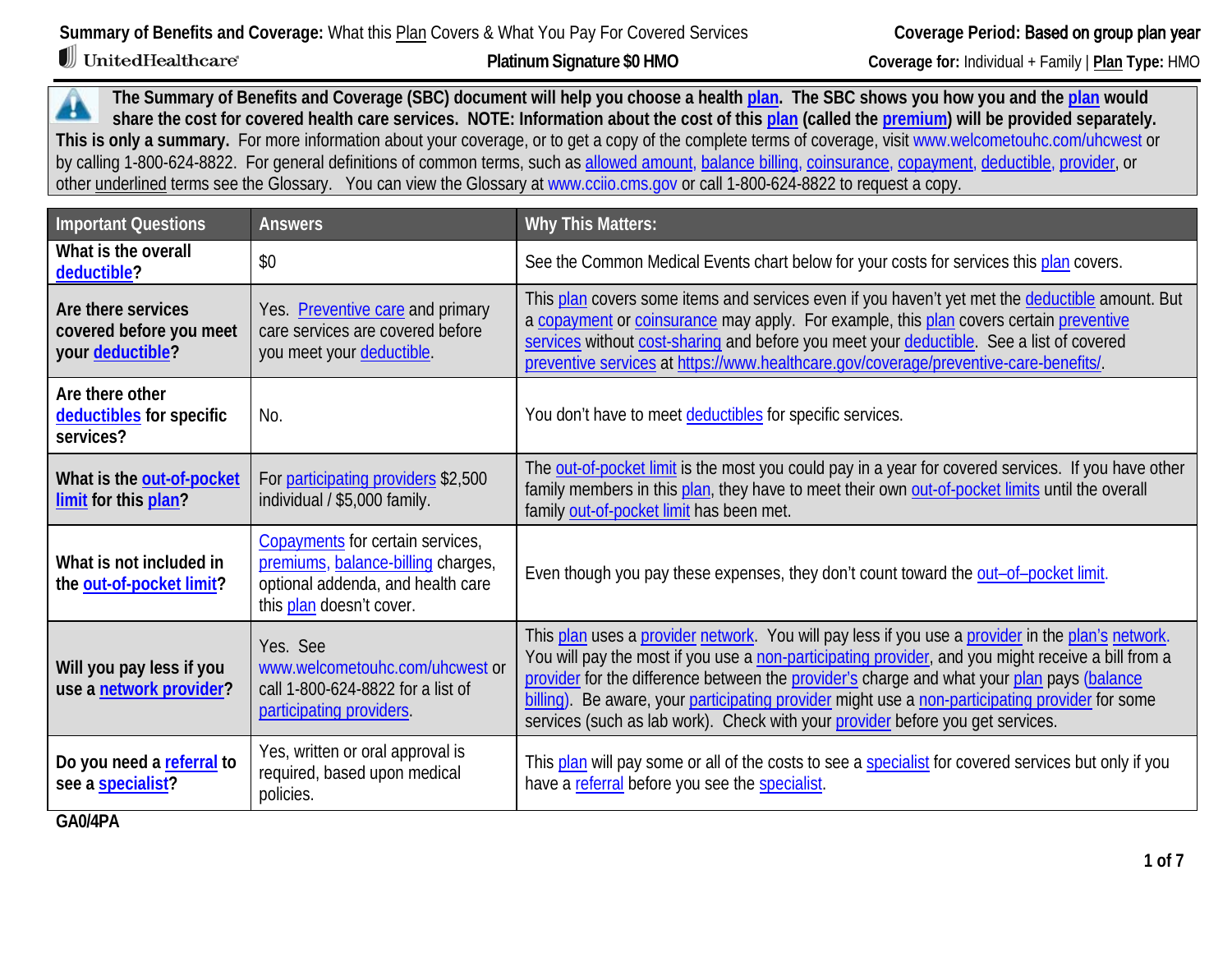**Summary of Benefits and Coverage:** What this Plan Covers & What You Pay For Covered Services

**Coverage Period: Based on group plan year**

UnitedHealthcare

**Platinum Signature $0 HMO**

**Coverage for:** Individual + Family | **Plan Type:** HMO

**The Summary of Benefits and Coverage (SBC) document will help you choose a health plan. The SBC shows you how you and the plan would share the cost for covered health care services. NOTE: Information about the cost of this plan (called the premium) will be provided separately.**
**This is only a summary.** For more information about your coverage, or to get a copy of the complete terms of coverage, visit www.welcometouhc.com/uhcwest or by calling 1-800-624-8822. For general definitions of common terms, such as allowed amount, balance billing, coinsurance, copayment, deductible, provider, or other underlined terms see the Glossary. You can view the Glossary at www.cciio.cms.gov or call 1-800-624-8822 to request a copy.

| Important Questions | Answers | Why This Matters: |
|---|---|---|
| **What is the overall deductible?** | $0 | See the Common Medical Events chart below for your costs for services this plan covers. |
| **Are there services covered before you meet your deductible?** | Yes. Preventive care and primary care services are covered before you meet your deductible. | This plan covers some items and services even if you haven't yet met the deductible amount. But a copayment or coinsurance may apply. For example, this plan covers certain preventive services without cost-sharing and before you meet your deductible. See a list of covered preventive services at https://www.healthcare.gov/coverage/preventive-care-benefits/. |
| **Are there other deductibles for specific services?** | No. | You don't have to meet deductibles for specific services. |
| **What is the out-of-pocket limit for this plan?** | For participating providers $2,500 individual / $5,000 family. | The out-of-pocket limit is the most you could pay in a year for covered services. If you have other family members in this plan, they have to meet their own out-of-pocket limits until the overall family out-of-pocket limit has been met. |
| **What is not included in the out-of-pocket limit?** | Copayments for certain services, premiums, balance-billing charges, optional addenda, and health care this plan doesn't cover. | Even though you pay these expenses, they don't count toward the out–of–pocket limit. |
| **Will you pay less if you use a network provider?** | Yes. See www.welcometouhc.com/uhcwest or call 1-800-624-8822 for a list of participating providers. | This plan uses a provider network. You will pay less if you use a provider in the plan's network. You will pay the most if you use a non-participating provider, and you might receive a bill from a provider for the difference between the provider's charge and what your plan pays (balance billing). Be aware, your participating provider might use a non-participating provider for some services (such as lab work). Check with your provider before you get services. |
| **Do you need a referral to see a specialist?** | Yes, written or oral approval is required, based upon medical policies. | This plan will pay some or all of the costs to see a specialist for covered services but only if you have a referral before you see the specialist. |

GA0/4PA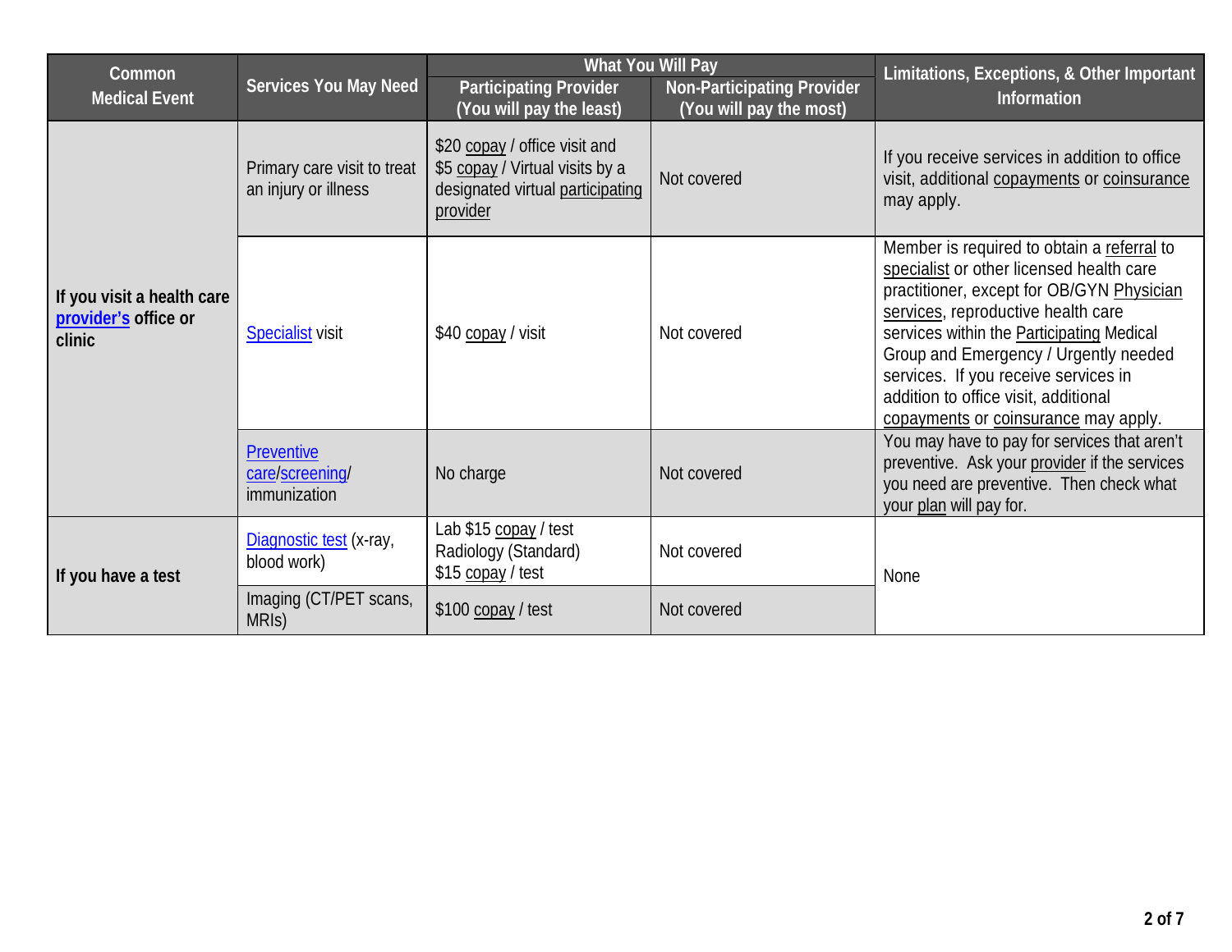| Common Medical Event | Services You May Need | What You Will Pay | | Limitations, Exceptions, & Other Important Information |
|---|---|---|---|---|
| | | Participating Provider (You will pay the least) | Non-Participating Provider (You will pay the most) | |
| If you visit a health care provider's office or clinic | Primary care visit to treat an injury or illness | $20 copay / office visit and $5 copay / Virtual visits by a designated virtual participating provider | Not covered | If you receive services in addition to office visit, additional copayments or coinsurance may apply. |
| | Specialist visit | $40 copay / visit | Not covered | Member is required to obtain a referral to specialist or other licensed health care practitioner, except for OB/GYN Physician services, reproductive health care services within the Participating Medical Group and Emergency / Urgently needed services. If you receive services in addition to office visit, additional copayments or coinsurance may apply. |
| | Preventive care/screening/ immunization | No charge | Not covered | You may have to pay for services that aren't preventive. Ask your provider if the services you need are preventive. Then check what your plan will pay for. |
| If you have a test | Diagnostic test (x-ray, blood work) | Lab $15 copay / test Radiology (Standard) $15 copay / test | Not covered | None |
| | Imaging (CT/PET scans, MRIs) | $100 copay / test | Not covered | |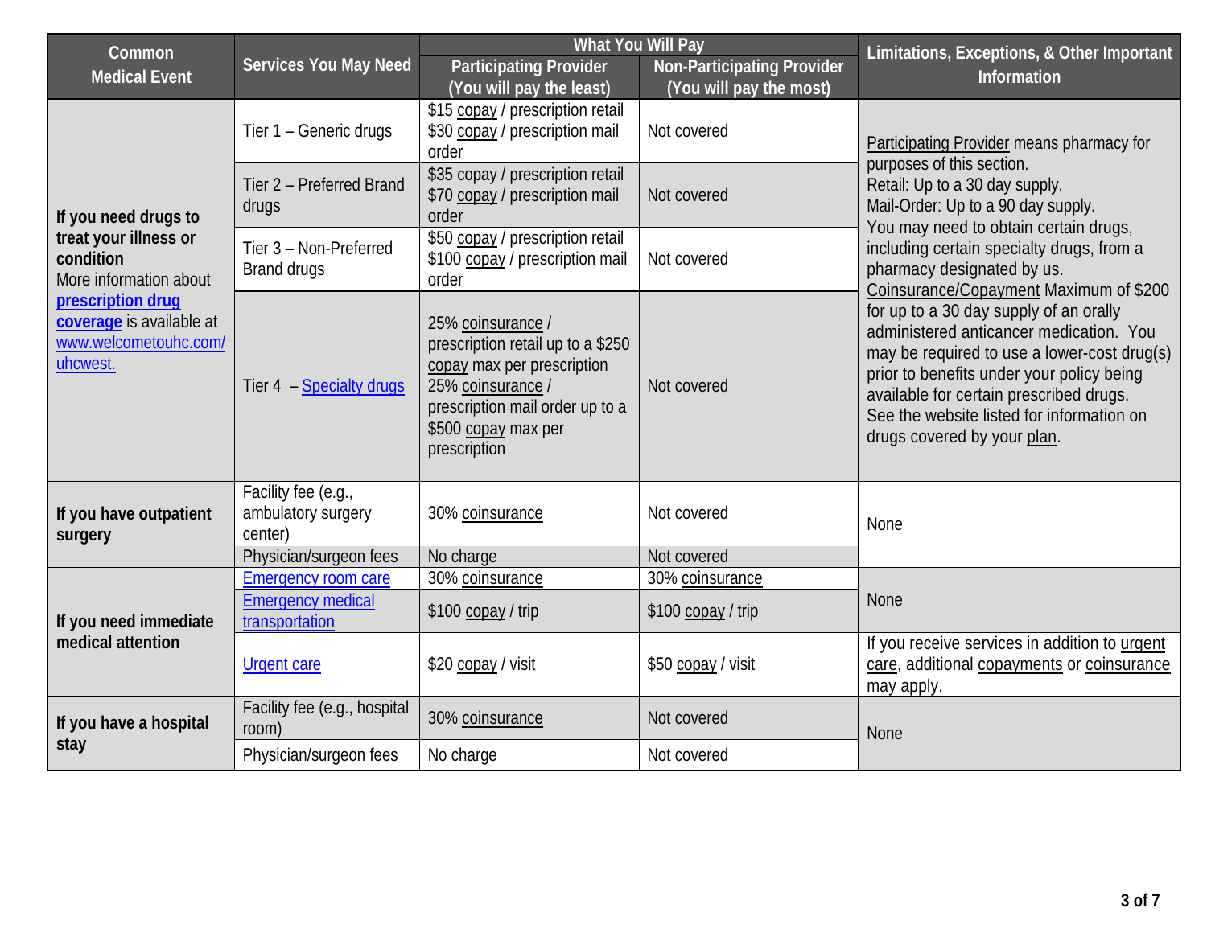| Common Medical Event | Services You May Need | What You Will Pay | | Limitations, Exceptions, & Other Important Information |
|---|---|---|---|---|
| | | Participating Provider (You will pay the least) | Non-Participating Provider (You will pay the most) | |
| **If you need drugs to treat your illness or condition** More information about **prescription drug coverage** is available at www.welcometouhc.com/uhcwest. | Tier 1 – Generic drugs | $15 copay / prescription retail $30 copay / prescription mail order | Not covered | Participating Provider means pharmacy for purposes of this section. Retail: Up to a 30 day supply. Mail-Order: Up to a 90 day supply. You may need to obtain certain drugs, including certain specialty drugs, from a pharmacy designated by us. Coinsurance/Copayment Maximum of $200 for up to a 30 day supply of an orally administered anticancer medication. You may be required to use a lower-cost drug(s) prior to benefits under your policy being available for certain prescribed drugs. See the website listed for information on drugs covered by your plan. |
| | Tier 2 – Preferred Brand drugs | $35 copay / prescription retail $70 copay / prescription mail order | Not covered | |
| | Tier 3 – Non-Preferred Brand drugs | $50 copay / prescription retail $100 copay / prescription mail order | Not covered | |
| | Tier 4 – Specialty drugs | 25% coinsurance / prescription retail up to a $250 copay max per prescription 25% coinsurance / prescription mail order up to a $500 copay max per prescription | Not covered | |
| **If you have outpatient surgery** | Facility fee (e.g., ambulatory surgery center) | 30% coinsurance | Not covered | None |
| | Physician/surgeon fees | No charge | Not covered | |
| **If you need immediate medical attention** | Emergency room care | 30% coinsurance | 30% coinsurance | None |
| | Emergency medical transportation | $100 copay / trip | $100 copay / trip | |
| | Urgent care | $20 copay / visit | $50 copay / visit | If you receive services in addition to urgent care, additional copayments or coinsurance may apply. |
| **If you have a hospital stay** | Facility fee (e.g., hospital room) | 30% coinsurance | Not covered | None |
| | Physician/surgeon fees | No charge | Not covered | |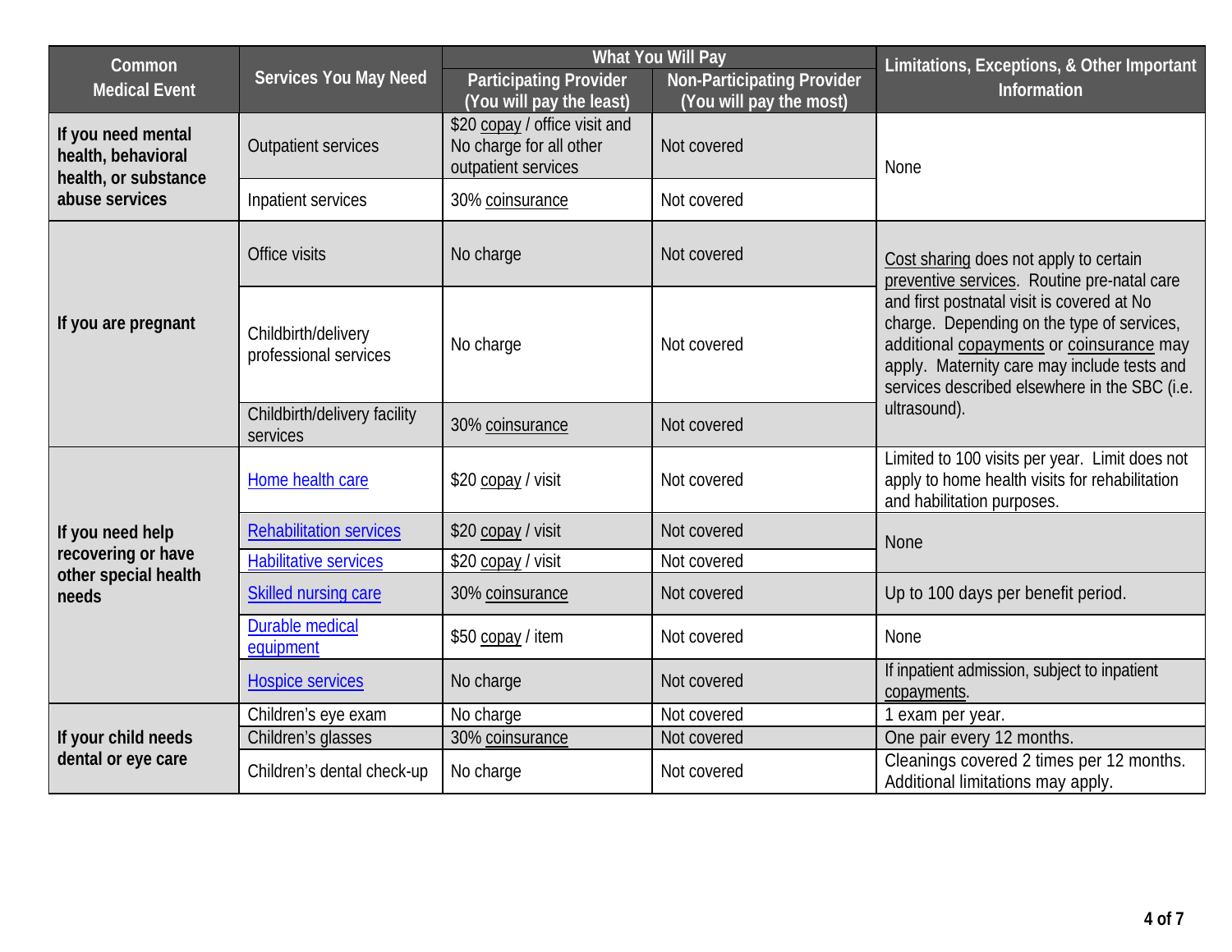| Common Medical Event | Services You May Need | What You Will Pay | | Limitations, Exceptions, & Other Important Information |
|---|---|---|---|---|
| | | Participating Provider (You will pay the least) | Non-Participating Provider (You will pay the most) | |
| If you need mental health, behavioral health, or substance abuse services | Outpatient services | $20 copay / office visit and No charge for all other outpatient services | Not covered | None |
| | Inpatient services | 30% coinsurance | Not covered | |
| If you are pregnant | Office visits | No charge | Not covered | Cost sharing does not apply to certain preventive services. Routine pre-natal care and first postnatal visit is covered at No charge. Depending on the type of services, additional copayments or coinsurance may apply. Maternity care may include tests and services described elsewhere in the SBC (i.e. ultrasound). |
| | Childbirth/delivery professional services | No charge | Not covered | |
| | Childbirth/delivery facility services | 30% coinsurance | Not covered | |
| If you need help recovering or have other special health needs | Home health care | $20 copay / visit | Not covered | Limited to 100 visits per year. Limit does not apply to home health visits for rehabilitation and habilitation purposes. |
| | Rehabilitation services | $20 copay / visit | Not covered | None |
| | Habilitative services | $20 copay / visit | Not covered | |
| | Skilled nursing care | 30% coinsurance | Not covered | Up to 100 days per benefit period. |
| | Durable medical equipment | $50 copay / item | Not covered | None |
| | Hospice services | No charge | Not covered | If inpatient admission, subject to inpatient copayments. |
| If your child needs dental or eye care | Children's eye exam | No charge | Not covered | 1 exam per year. |
| | Children's glasses | 30% coinsurance | Not covered | One pair every 12 months. |
| | Children's dental check-up | No charge | Not covered | Cleanings covered 2 times per 12 months. Additional limitations may apply. |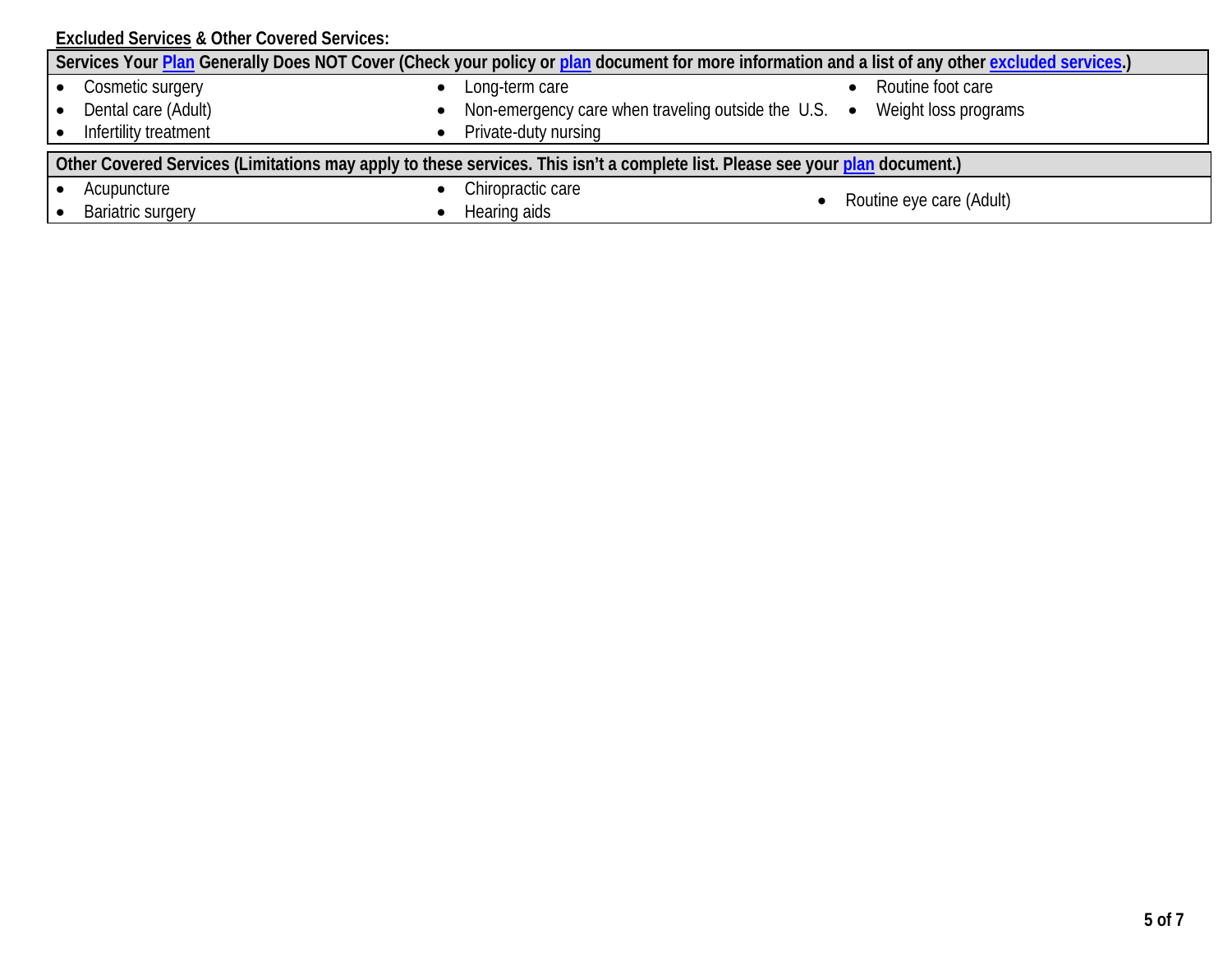**Excluded Services & Other Covered Services:**

| Services Your Plan Generally Does NOT Cover (Check your policy or plan document for more information and a list of any other excluded services.) | | |
|---|---|---|
| • Cosmetic surgery<br>• Dental care (Adult)<br>• Infertility treatment | • Long-term care<br>• Non-emergency care when traveling outside the U.S.<br>• Private-duty nursing | • Routine foot care<br>• Weight loss programs |

| Other Covered Services (Limitations may apply to these services. This isn't a complete list. Please see your plan document.) | | |
|---|---|---|
| • Acupuncture<br>• Bariatric surgery | • Chiropractic care<br>• Hearing aids | • Routine eye care (Adult) |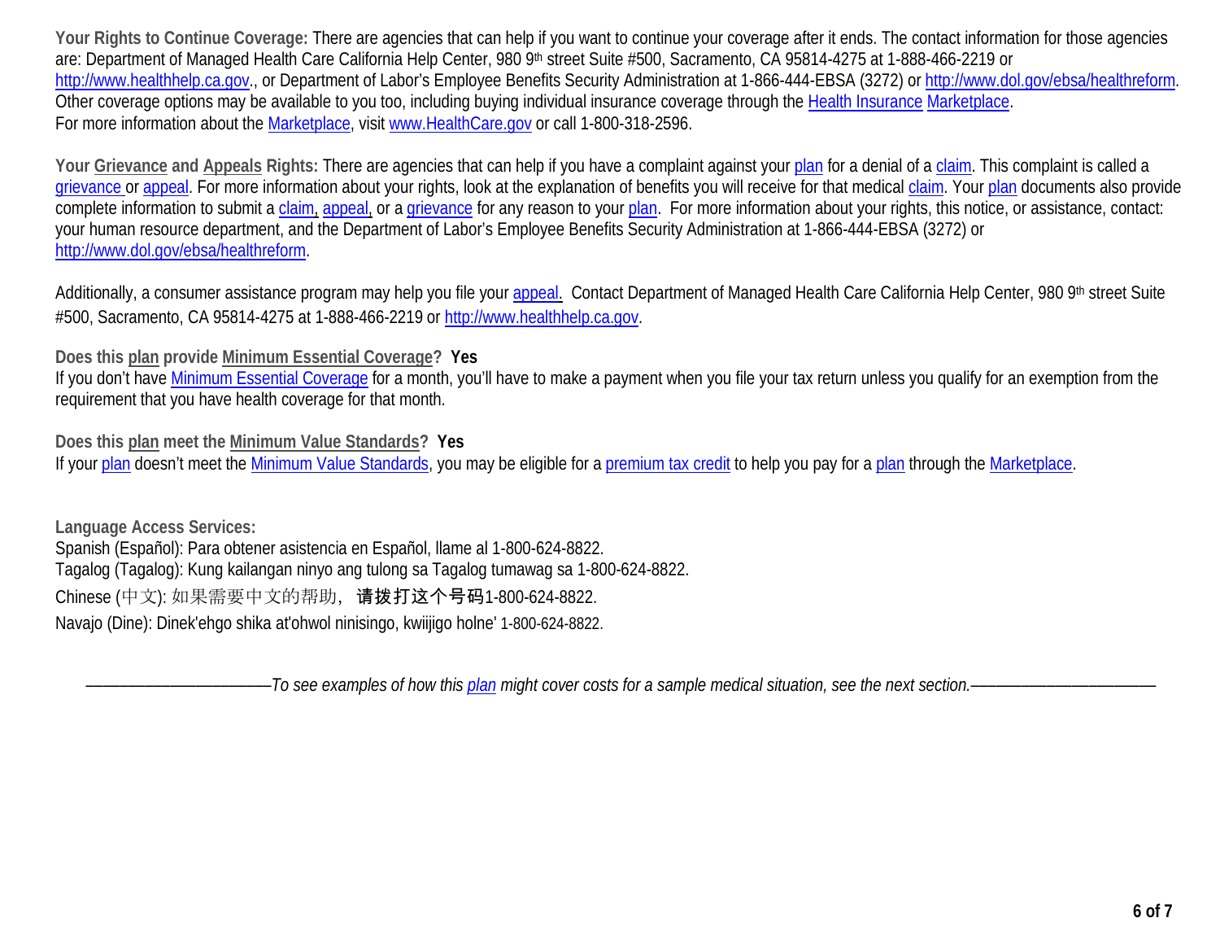**Your Rights to Continue Coverage:** There are agencies that can help if you want to continue your coverage after it ends. The contact information for those agencies are: Department of Managed Health Care California Help Center, 980 9th street Suite #500, Sacramento, CA 95814-4275 at 1-888-466-2219 or http://www.healthhelp.ca.gov., or Department of Labor's Employee Benefits Security Administration at 1-866-444-EBSA (3272) or http://www.dol.gov/ebsa/healthreform. Other coverage options may be available to you too, including buying individual insurance coverage through the Health Insurance Marketplace. For more information about the Marketplace, visit www.HealthCare.gov or call 1-800-318-2596.

**Your Grievance and Appeals Rights:** There are agencies that can help if you have a complaint against your plan for a denial of a claim. This complaint is called a grievance or appeal. For more information about your rights, look at the explanation of benefits you will receive for that medical claim. Your plan documents also provide complete information to submit a claim, appeal, or a grievance for any reason to your plan. For more information about your rights, this notice, or assistance, contact: your human resource department, and the Department of Labor's Employee Benefits Security Administration at 1-866-444-EBSA (3272) or http://www.dol.gov/ebsa/healthreform.

Additionally, a consumer assistance program may help you file your appeal. Contact Department of Managed Health Care California Help Center, 980 9th street Suite #500, Sacramento, CA 95814-4275 at 1-888-466-2219 or http://www.healthhelp.ca.gov.

**Does this plan provide Minimum Essential Coverage? Yes**

If you don't have Minimum Essential Coverage for a month, you'll have to make a payment when you file your tax return unless you qualify for an exemption from the requirement that you have health coverage for that month.

**Does this plan meet the Minimum Value Standards? Yes**

If your plan doesn't meet the Minimum Value Standards, you may be eligible for a premium tax credit to help you pay for a plan through the Marketplace.

**Language Access Services:**

Spanish (Español): Para obtener asistencia en Español, llame al 1-800-624-8822.

Tagalog (Tagalog): Kung kailangan ninyo ang tulong sa Tagalog tumawag sa 1-800-624-8822.

Chinese (中文): 如果需要中文的帮助，请拨打这个号码1-800-624-8822.

Navajo (Dine): Dinek'ehgo shika at'ohwol ninisingo, kwiijigo holne' 1-800-624-8822.

*——————————To see examples of how this plan might cover costs for a sample medical situation, see the next section.——————————*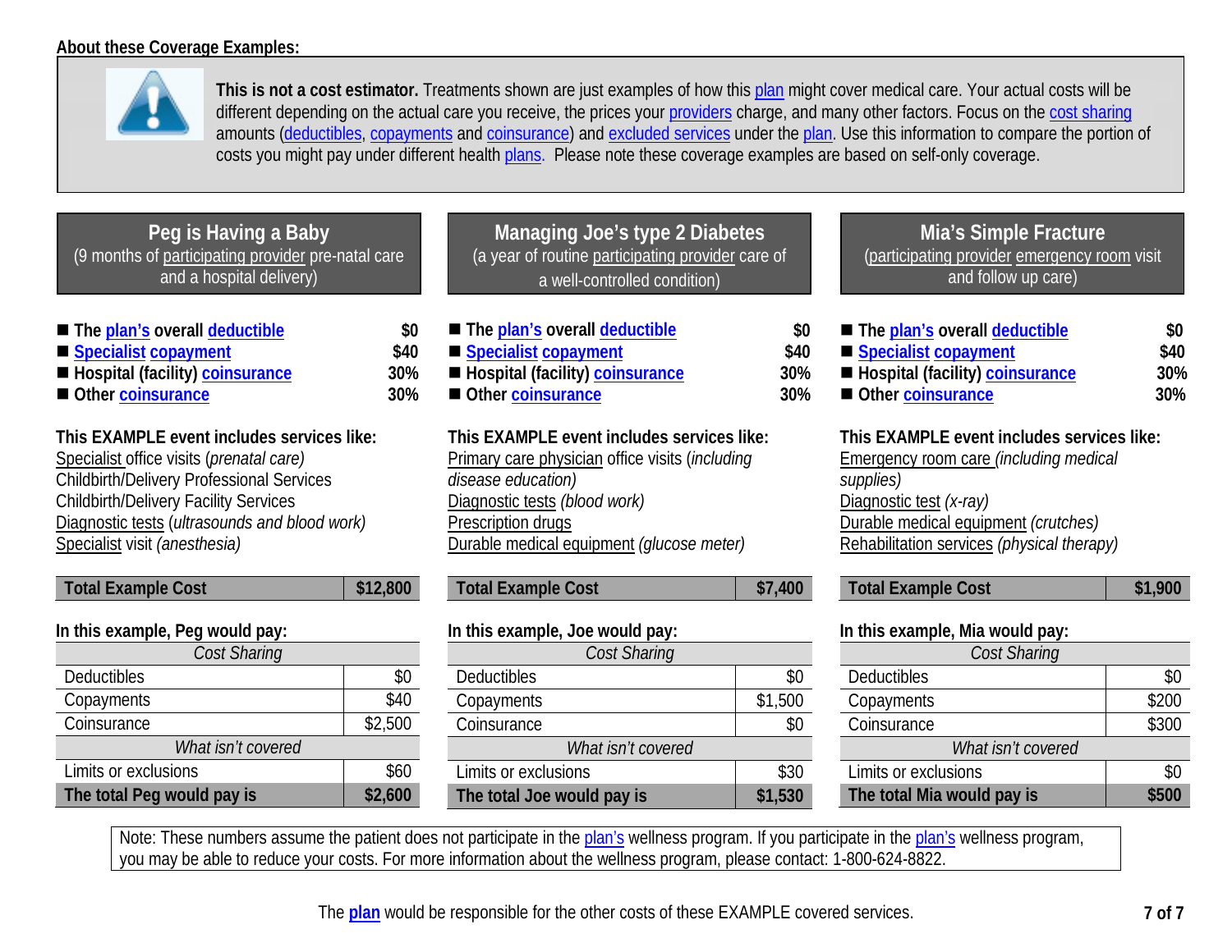**About these Coverage Examples:**

**This is not a cost estimator.** Treatments shown are just examples of how this plan might cover medical care. Your actual costs will be different depending on the actual care you receive, the prices your providers charge, and many other factors. Focus on the cost sharing amounts (deductibles, copayments and coinsurance) and excluded services under the plan. Use this information to compare the portion of costs you might pay under different health plans. Please note these coverage examples are based on self-only coverage.

## Peg is Having a Baby

(9 months of participating provider pre-natal care and a hospital delivery)

- **The plan's overall deductible** — **$0**
- **Specialist copayment** — **$40**
- **Hospital (facility) coinsurance** — **30%**
- **Other coinsurance** — **30%**

**This EXAMPLE event includes services like:**
Specialist office visits (*prenatal care)*
Childbirth/Delivery Professional Services
Childbirth/Delivery Facility Services
Diagnostic tests (*ultrasounds and blood work)*
Specialist visit *(anesthesia)*

| **Total Example Cost** | **$12,800** |
|---|---|

**In this example, Peg would pay:**

| *Cost Sharing* | |
|---|---|
| Deductibles | $0 |
| Copayments | $40 |
| Coinsurance | $2,500 |
| *What isn't covered* | |
| Limits or exclusions | $60 |
| **The total Peg would pay is** | **$2,600** |

## Managing Joe's type 2 Diabetes

(a year of routine participating provider care of a well-controlled condition)

- **The plan's overall deductible** — **$0**
- **Specialist copayment** — **$40**
- **Hospital (facility) coinsurance** — **30%**
- **Other coinsurance** — **30%**

**This EXAMPLE event includes services like:**
Primary care physician office visits (*including disease education)*
Diagnostic tests *(blood work)*
Prescription drugs
Durable medical equipment *(glucose meter)*

| **Total Example Cost** | **$7,400** |
|---|---|

**In this example, Joe would pay:**

| *Cost Sharing* | |
|---|---|
| Deductibles | $0 |
| Copayments | $1,500 |
| Coinsurance | $0 |
| *What isn't covered* | |
| Limits or exclusions | $30 |
| **The total Joe would pay is** | **$1,530** |

## Mia's Simple Fracture

(participating provider emergency room visit and follow up care)

- **The plan's overall deductible** — **$0**
- **Specialist copayment** — **$40**
- **Hospital (facility) coinsurance** — **30%**
- **Other coinsurance** — **30%**

**This EXAMPLE event includes services like:**
Emergency room care *(including medical supplies)*
Diagnostic test *(x-ray)*
Durable medical equipment *(crutches)*
Rehabilitation services *(physical therapy)*

| **Total Example Cost** | **$1,900** |
|---|---|

**In this example, Mia would pay:**

| *Cost Sharing* | |
|---|---|
| Deductibles | $0 |
| Copayments | $200 |
| Coinsurance | $300 |
| *What isn't covered* | |
| Limits or exclusions | $0 |
| **The total Mia would pay is** | **$500** |

Note: These numbers assume the patient does not participate in the plan's wellness program. If you participate in the plan's wellness program, you may be able to reduce your costs. For more information about the wellness program, please contact: 1-800-624-8822.

The **plan** would be responsible for the other costs of these EXAMPLE covered services.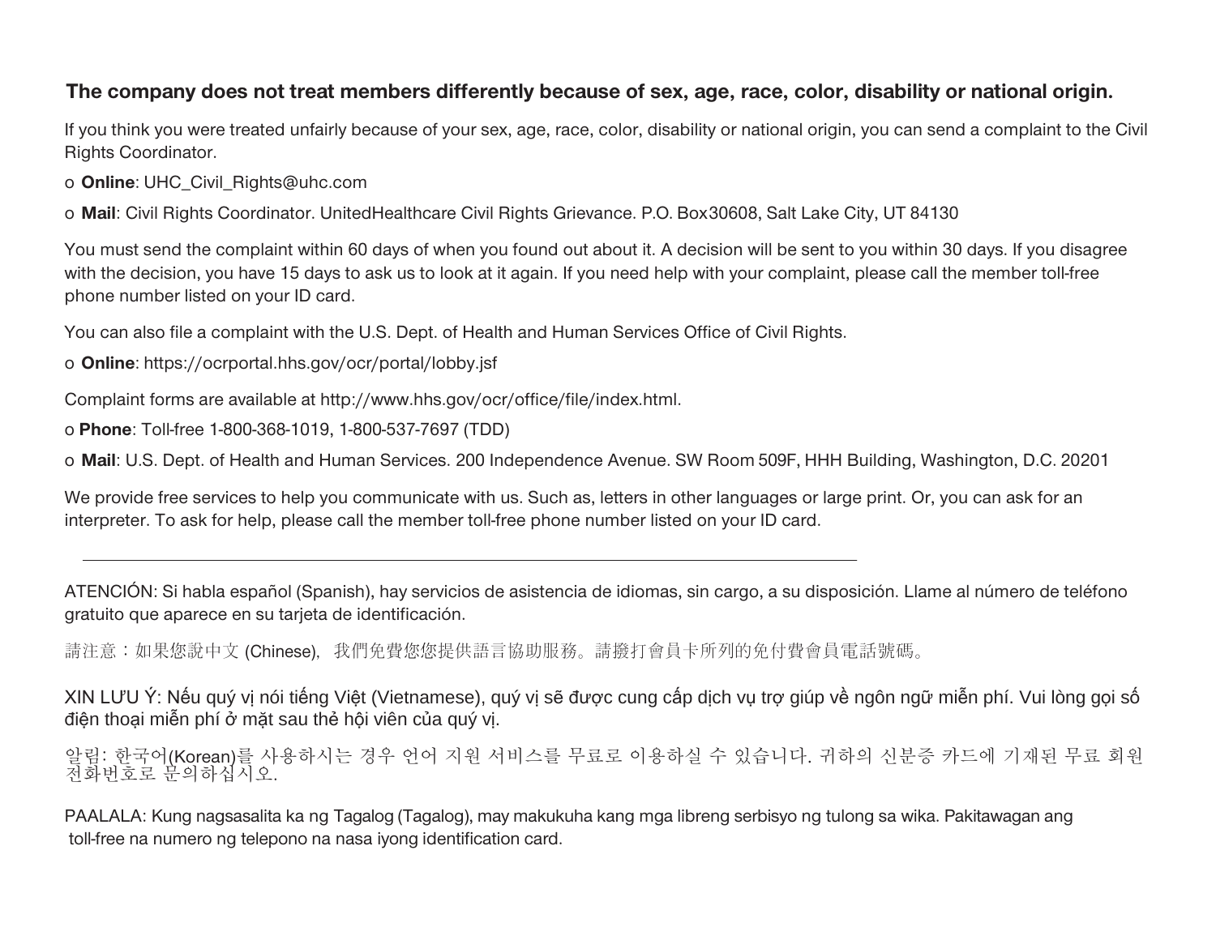**The company does not treat members differently because of sex, age, race, color, disability or national origin.**

If you think you were treated unfairly because of your sex, age, race, color, disability or national origin, you can send a complaint to the Civil Rights Coordinator.

o **Online**: UHC_Civil_Rights@uhc.com

o **Mail**: Civil Rights Coordinator. UnitedHealthcare Civil Rights Grievance. P.O. Box30608, Salt Lake City, UT 84130

You must send the complaint within 60 days of when you found out about it. A decision will be sent to you within 30 days. If you disagree with the decision, you have 15 days to ask us to look at it again. If you need help with your complaint, please call the member toll-free phone number listed on your ID card.

You can also file a complaint with the U.S. Dept. of Health and Human Services Office of Civil Rights.

o **Online**: https://ocrportal.hhs.gov/ocr/portal/lobby.jsf

Complaint forms are available at http://www.hhs.gov/ocr/office/file/index.html.

o **Phone**: Toll-free 1-800-368-1019, 1-800-537-7697 (TDD)

o **Mail**: U.S. Dept. of Health and Human Services. 200 Independence Avenue. SW Room 509F, HHH Building, Washington, D.C. 20201

We provide free services to help you communicate with us. Such as, letters in other languages or large print. Or, you can ask for an interpreter. To ask for help, please call the member toll-free phone number listed on your ID card.

---

ATENCIÓN: Si habla español (Spanish), hay servicios de asistencia de idiomas, sin cargo, a su disposición. Llame al número de teléfono gratuito que aparece en su tarjeta de identificación.

請注意：如果您說中文 (Chinese)，我們免費您您提供語言協助服務。請撥打會員卡所列的免付費會員電話號碼。

XIN LƯU Ý: Nếu quý vị nói tiếng Việt (Vietnamese), quý vị sẽ được cung cấp dịch vụ trợ giúp về ngôn ngữ miễn phí. Vui lòng gọi số điện thoại miễn phí ở mặt sau thẻ hội viên của quý vị.

알림: 한국어(Korean)를 사용하시는 경우 언어 지원 서비스를 무료로 이용하실 수 있습니다. 귀하의 신분증 카드에 기재된 무료 회원 전화번호로 문의하십시오.

PAALALA: Kung nagsasalita ka ng Tagalog (Tagalog), may makukuha kang mga libreng serbisyo ng tulong sa wika. Pakitawagan ang toll-free na numero ng telepono na nasa iyong identification card.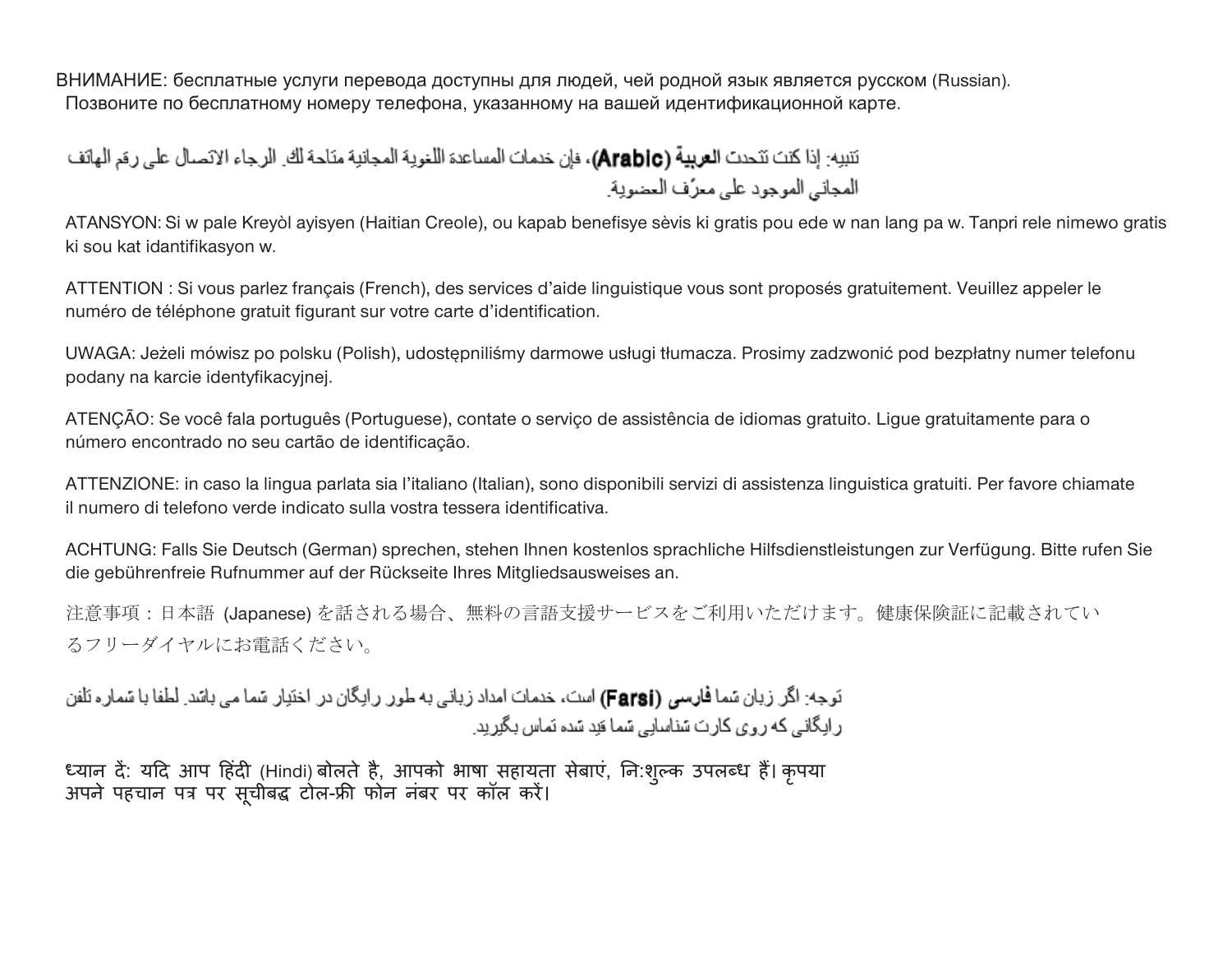ВНИМАНИЕ: бесплатные услуги перевода доступны для людей, чей родной язык является русском (Russian). Позвоните по бесплатному номеру телефона, указанному на вашей идентификационной карте.

تنبيه: إذا كنت تتحدث **العربية (Arabic)**، فإن خدمات المساعدة اللغوية المجانية متاحة لك. الرجاء الاتصال على رقم الهاتف المجاني الموجود على معرّف العضوية.

ATANSYON: Si w pale Kreyòl ayisyen (Haitian Creole), ou kapab benefisye sèvis ki gratis pou ede w nan lang pa w. Tanpri rele nimewo gratis ki sou kat idantifikasyon w.

ATTENTION : Si vous parlez français (French), des services d'aide linguistique vous sont proposés gratuitement. Veuillez appeler le numéro de téléphone gratuit figurant sur votre carte d'identification.

UWAGA: Jeżeli mówisz po polsku (Polish), udostępniliśmy darmowe usługi tłumacza. Prosimy zadzwonić pod bezpłatny numer telefonu podany na karcie identyfikacyjnej.

ATENÇÃO: Se você fala português (Portuguese), contate o serviço de assistência de idiomas gratuito. Ligue gratuitamente para o número encontrado no seu cartão de identificação.

ATTENZIONE: in caso la lingua parlata sia l'italiano (Italian), sono disponibili servizi di assistenza linguistica gratuiti. Per favore chiamate il numero di telefono verde indicato sulla vostra tessera identificativa.

ACHTUNG: Falls Sie Deutsch (German) sprechen, stehen Ihnen kostenlos sprachliche Hilfsdienstleistungen zur Verfügung. Bitte rufen Sie die gebührenfreie Rufnummer auf der Rückseite Ihres Mitgliedsausweises an.

注意事項：日本語 (Japanese) を話される場合、無料の言語支援サービスをご利用いただけます。健康保険証に記載されているフリーダイヤルにお電話ください。

توجه: اگر زبان شما **فارسی (Farsi)** است، خدمات امداد زبانی به طور رایگان در اختیار شما می باشد. لطفا با شماره تلفن رایگانی که روی کارت شناسایی شما قید شده تماس بگیرید.

ध्यान दें: यदि आप हिंदी (Hindi) बोलते है, आपको भाषा सहायता सेबाएं, नि:शुल्क उपलब्ध हैं। कृपया अपने पहचान पत्र पर सूचीबद्ध टोल-फ्री फोन नंबर पर कॉल करें।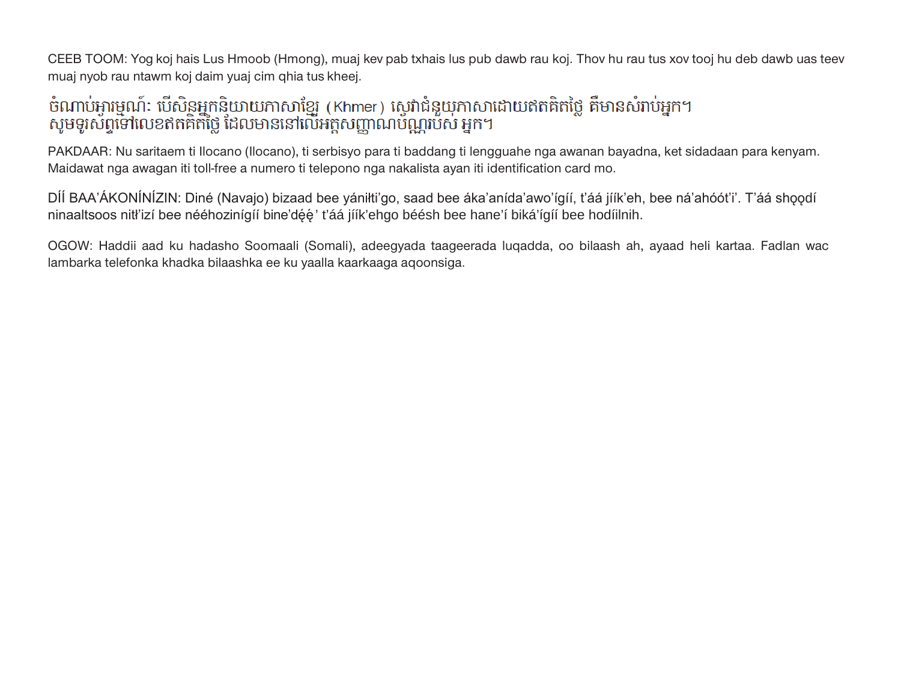CEEB TOOM: Yog koj hais Lus Hmoob (Hmong), muaj kev pab txhais lus pub dawb rau koj. Thov hu rau tus xov tooj hu deb dawb uas teev muaj nyob rau ntawm koj daim yuaj cim qhia tus kheej.

ចំណាប់អារម្មណ៍៖ បើសិនអ្នកនិយាយភាសាខ្មែរ (Khmer) សេវាជំនួយភាសាដោយឥតគិតថ្លៃ គឺមានសំរាប់អ្នក។ សូមទូរស័ព្ទទៅលេខឥតគិតថ្លៃ ដែលមាននៅលើអត្តសញ្ញាណប័ណ្ណរបស់ អ្នក។

PAKDAAR: Nu saritaem ti Ilocano (Ilocano), ti serbisyo para ti baddang ti lengguahe nga awanan bayadna, ket sidadaan para kenyam. Maidawat nga awagan iti toll-free a numero ti telepono nga nakalista ayan iti identification card mo.

DÍÍ BAA’ÁKONÍNÍZIN: Diné (Navajo) bizaad bee yáníłti’go, saad bee áka’anída’awo’ígíí, t’áá jíík’eh, bee ná’ahóót’i’. T’áá shǫǫdí ninaaltsoos nitł’izí bee nééhozinígíí bine’dę́ę́’ t’áá jíík’ehgo béésh bee hane’í biká’ígíí bee hodíilnih.

OGOW: Haddii aad ku hadasho Soomaali (Somali), adeegyada taageerada luqadda, oo bilaash ah, ayaad heli kartaa. Fadlan wac lambarka telefonka khadka bilaashka ee ku yaalla kaarkaaga aqoonsiga.